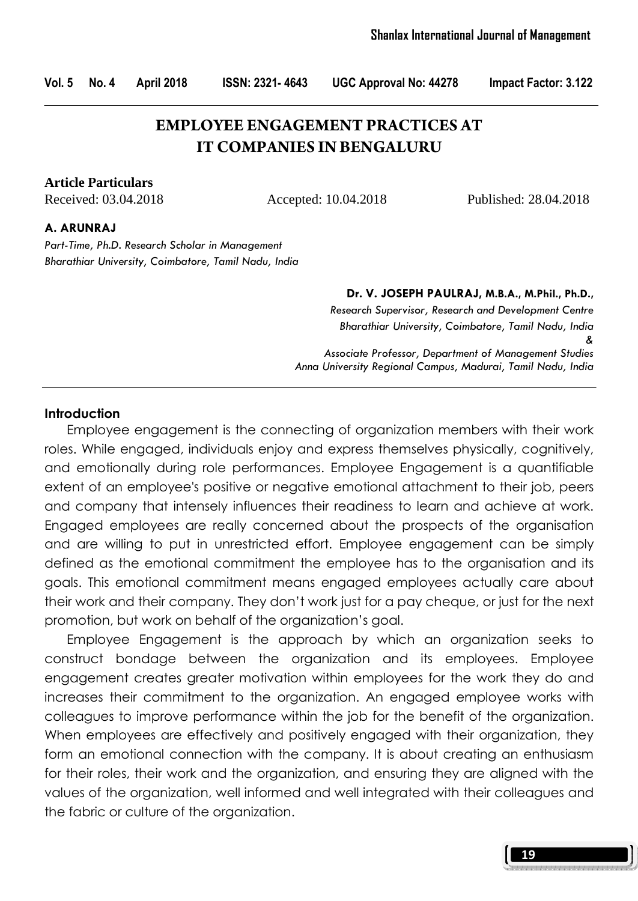# EMPLOYEE ENGAGEMENT PRACTICES AT IT COMPANIES IN BENGALURU

**Article Particulars**

Received: 03.04.2018 Accepted: 10.04.2018 Published: 28.04.2018

**A. ARUNRAJ**

*Part-Time, Ph.D. Research Scholar in Management*
*Bharathiar University, Coimbatore, Tamil Nadu, India*

**Dr. V. JOSEPH PAULRAJ, M.B.A., M.Phil., Ph.D.,**

*Research Supervisor, Research and Development Centre*
*Bharathiar University, Coimbatore, Tamil Nadu, India*
*&*
*Associate Professor, Department of Management Studies*
*Anna University Regional Campus, Madurai, Tamil Nadu, India*

## Introduction

Employee engagement is the connecting of organization members with their work roles. While engaged, individuals enjoy and express themselves physically, cognitively, and emotionally during role performances. Employee Engagement is a quantifiable extent of an employee's positive or negative emotional attachment to their job, peers and company that intensely influences their readiness to learn and achieve at work. Engaged employees are really concerned about the prospects of the organisation and are willing to put in unrestricted effort. Employee engagement can be simply defined as the emotional commitment the employee has to the organisation and its goals. This emotional commitment means engaged employees actually care about their work and their company. They don't work just for a pay cheque, or just for the next promotion, but work on behalf of the organization's goal.

Employee Engagement is the approach by which an organization seeks to construct bondage between the organization and its employees. Employee engagement creates greater motivation within employees for the work they do and increases their commitment to the organization. An engaged employee works with colleagues to improve performance within the job for the benefit of the organization. When employees are effectively and positively engaged with their organization, they form an emotional connection with the company. It is about creating an enthusiasm for their roles, their work and the organization, and ensuring they are aligned with the values of the organization, well informed and well integrated with their colleagues and the fabric or culture of the organization.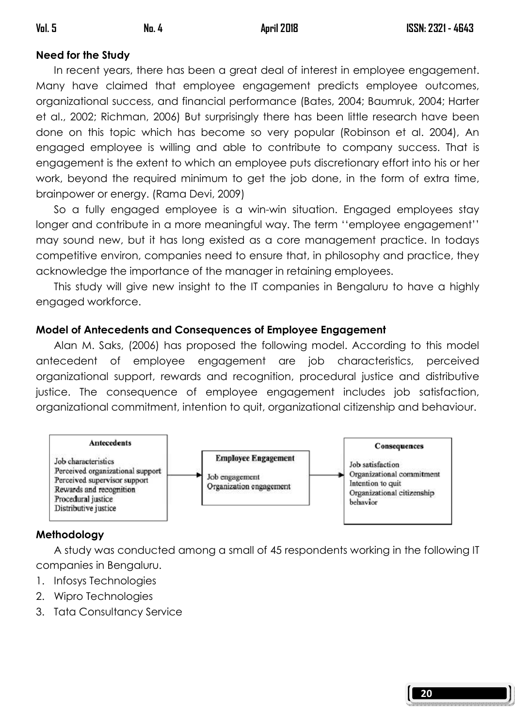**Need for the Study**

In recent years, there has been a great deal of interest in employee engagement. Many have claimed that employee engagement predicts employee outcomes, organizational success, and financial performance (Bates, 2004; Baumruk, 2004; Harter et al., 2002; Richman, 2006) But surprisingly there has been little research have been done on this topic which has become so very popular (Robinson et al. 2004), An engaged employee is willing and able to contribute to company success. That is engagement is the extent to which an employee puts discretionary effort into his or her work, beyond the required minimum to get the job done, in the form of extra time, brainpower or energy. (Rama Devi, 2009)

So a fully engaged employee is a win-win situation. Engaged employees stay longer and contribute in a more meaningful way. The term ''employee engagement'' may sound new, but it has long existed as a core management practice. In todays competitive environ, companies need to ensure that, in philosophy and practice, they acknowledge the importance of the manager in retaining employees.

This study will give new insight to the IT companies in Bengaluru to have a highly engaged workforce.

**Model of Antecedents and Consequences of Employee Engagement**

Alan M. Saks, (2006) has proposed the following model. According to this model antecedent of employee engagement are job characteristics, perceived organizational support, rewards and recognition, procedural justice and distributive justice. The consequence of employee engagement includes job satisfaction, organizational commitment, intention to quit, organizational citizenship and behaviour.

| Antecedents | → | Employee Engagement | → | Consequences |
|---|---|---|---|---|
| Job characteristics<br>Perceived organizational support<br>Perceived supervisor support<br>Rewards and recognition<br>Procedural justice<br>Distributive justice | | Job engagement<br>Organization engagement | | Job satisfaction<br>Organizational commitment<br>Intention to quit<br>Organizational citizenship behavior |

**Methodology**

A study was conducted among a small of 45 respondents working in the following IT companies in Bengaluru.

1. Infosys Technologies
2. Wipro Technologies
3. Tata Consultancy Service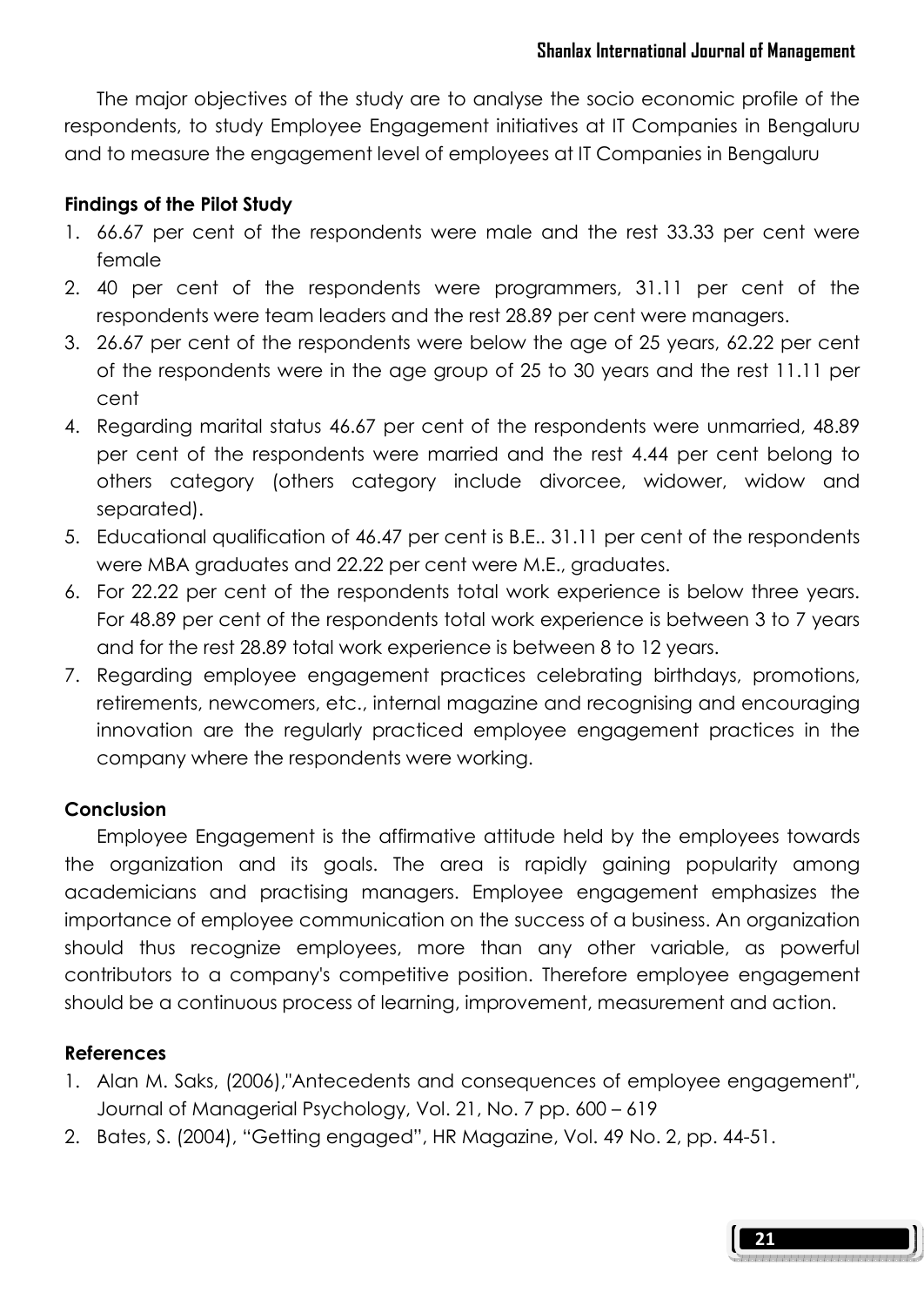The major objectives of the study are to analyse the socio economic profile of the respondents, to study Employee Engagement initiatives at IT Companies in Bengaluru and to measure the engagement level of employees at IT Companies in Bengaluru

### Findings of the Pilot Study

1. 66.67 per cent of the respondents were male and the rest 33.33 per cent were female
2. 40 per cent of the respondents were programmers, 31.11 per cent of the respondents were team leaders and the rest 28.89 per cent were managers.
3. 26.67 per cent of the respondents were below the age of 25 years, 62.22 per cent of the respondents were in the age group of 25 to 30 years and the rest 11.11 per cent
4. Regarding marital status 46.67 per cent of the respondents were unmarried, 48.89 per cent of the respondents were married and the rest 4.44 per cent belong to others category (others category include divorcee, widower, widow and separated).
5. Educational qualification of 46.47 per cent is B.E.. 31.11 per cent of the respondents were MBA graduates and 22.22 per cent were M.E., graduates.
6. For 22.22 per cent of the respondents total work experience is below three years. For 48.89 per cent of the respondents total work experience is between 3 to 7 years and for the rest 28.89 total work experience is between 8 to 12 years.
7. Regarding employee engagement practices celebrating birthdays, promotions, retirements, newcomers, etc., internal magazine and recognising and encouraging innovation are the regularly practiced employee engagement practices in the company where the respondents were working.

### Conclusion

Employee Engagement is the affirmative attitude held by the employees towards the organization and its goals. The area is rapidly gaining popularity among academicians and practising managers. Employee engagement emphasizes the importance of employee communication on the success of a business. An organization should thus recognize employees, more than any other variable, as powerful contributors to a company's competitive position. Therefore employee engagement should be a continuous process of learning, improvement, measurement and action.

### References

1. Alan M. Saks, (2006),"Antecedents and consequences of employee engagement", Journal of Managerial Psychology, Vol. 21, No. 7 pp. 600 – 619
2. Bates, S. (2004), "Getting engaged", HR Magazine, Vol. 49 No. 2, pp. 44-51.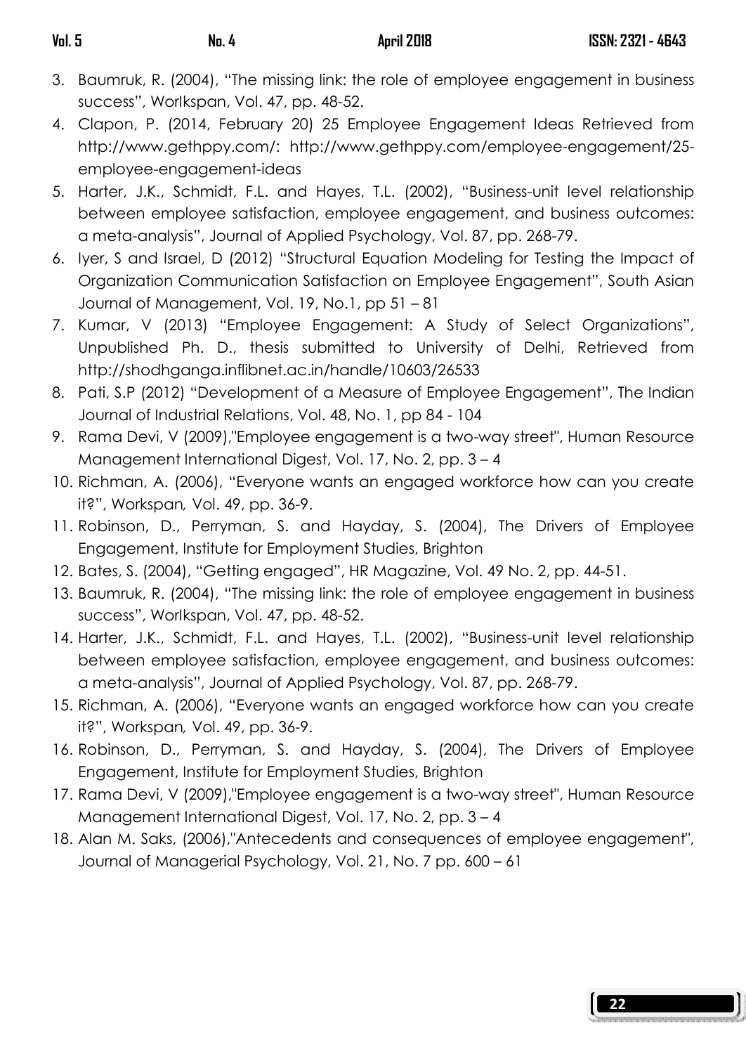3. Baumruk, R. (2004), "The missing link: the role of employee engagement in business success", Worlkspan, Vol. 47, pp. 48-52.
4. Clapon, P. (2014, February 20) 25 Employee Engagement Ideas Retrieved from http://www.gethppy.com/: http://www.gethppy.com/employee-engagement/25-employee-engagement-ideas
5. Harter, J.K., Schmidt, F.L. and Hayes, T.L. (2002), "Business-unit level relationship between employee satisfaction, employee engagement, and business outcomes: a meta-analysis", Journal of Applied Psychology, Vol. 87, pp. 268-79.
6. Iyer, S and Israel, D (2012) "Structural Equation Modeling for Testing the Impact of Organization Communication Satisfaction on Employee Engagement", South Asian Journal of Management, Vol. 19, No.1, pp 51 – 81
7. Kumar, V (2013) "Employee Engagement: A Study of Select Organizations", Unpublished Ph. D., thesis submitted to University of Delhi, Retrieved from http://shodhganga.inflibnet.ac.in/handle/10603/26533
8. Pati, S.P (2012) "Development of a Measure of Employee Engagement", The Indian Journal of Industrial Relations, Vol. 48, No. 1, pp 84 - 104
9. Rama Devi, V (2009),"Employee engagement is a two-way street", Human Resource Management International Digest, Vol. 17, No. 2, pp. 3 – 4
10. Richman, A. (2006), "Everyone wants an engaged workforce how can you create it?", Workspan, Vol. 49, pp. 36-9.
11. Robinson, D., Perryman, S. and Hayday, S. (2004), The Drivers of Employee Engagement, Institute for Employment Studies, Brighton
12. Bates, S. (2004), "Getting engaged", HR Magazine, Vol. 49 No. 2, pp. 44-51.
13. Baumruk, R. (2004), "The missing link: the role of employee engagement in business success", Worlkspan, Vol. 47, pp. 48-52.
14. Harter, J.K., Schmidt, F.L. and Hayes, T.L. (2002), "Business-unit level relationship between employee satisfaction, employee engagement, and business outcomes: a meta-analysis", Journal of Applied Psychology, Vol. 87, pp. 268-79.
15. Richman, A. (2006), "Everyone wants an engaged workforce how can you create it?", Workspan, Vol. 49, pp. 36-9.
16. Robinson, D., Perryman, S. and Hayday, S. (2004), The Drivers of Employee Engagement, Institute for Employment Studies, Brighton
17. Rama Devi, V (2009),"Employee engagement is a two-way street", Human Resource Management International Digest, Vol. 17, No. 2, pp. 3 – 4
18. Alan M. Saks, (2006),"Antecedents and consequences of employee engagement", Journal of Managerial Psychology, Vol. 21, No. 7 pp. 600 – 61